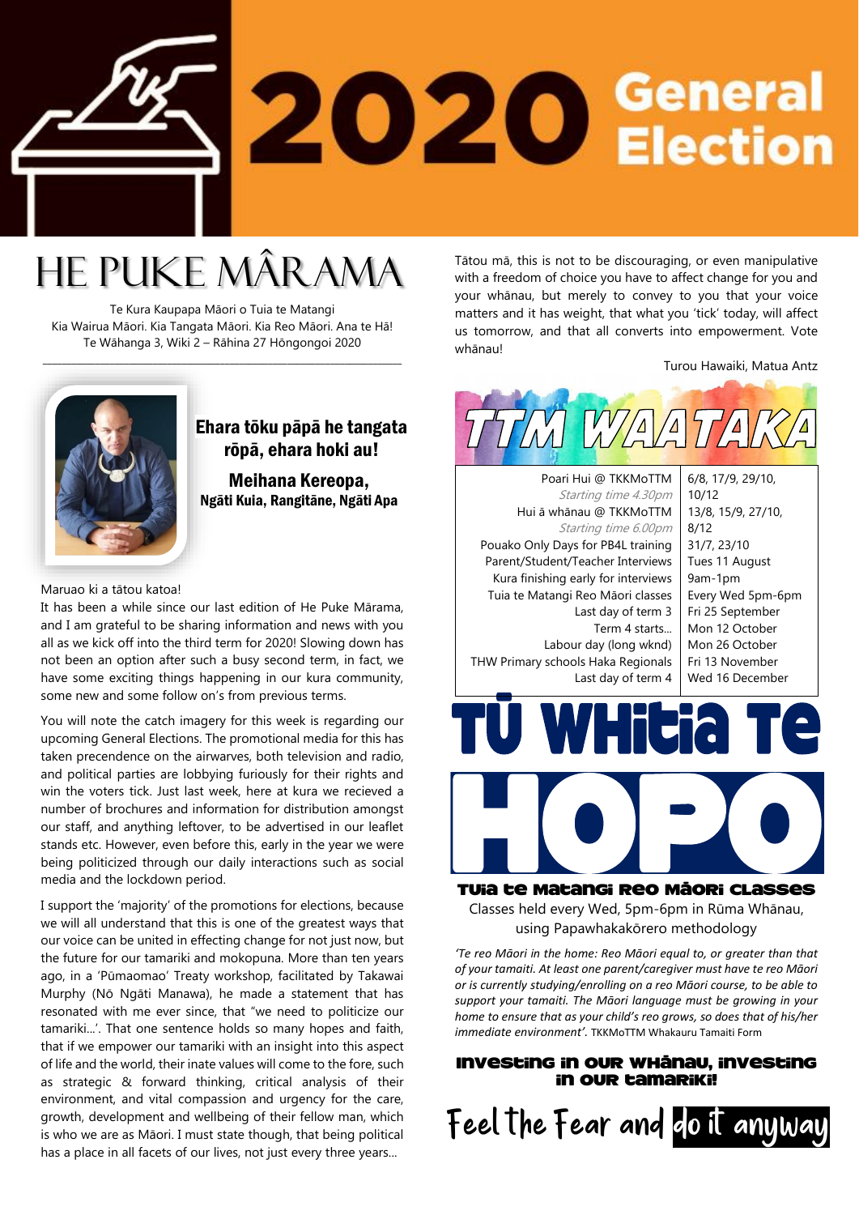# 2020 General Election

# HE PUKE MĀRAMA

Te Kura Kaupapa Māori o Tuia te Matangi
Kia Wairua Māori. Kia Tangata Māori. Kia Reo Māori. Ana te Hā!
Te Wāhanga 3, Wiki 2 – Rāhina 27 Hōngongoi 2020

**Ehara tōku pāpā he tangata rōpā, ehara hoki au!**

**Meihana Kereopa,**
**Ngāti Kuia, Rangitāne, Ngāti Apa**

Maruao ki a tātou katoa!
It has been a while since our last edition of He Puke Mārama, and I am grateful to be sharing information and news with you all as we kick off into the third term for 2020! Slowing down has not been an option after such a busy second term, in fact, we have some exciting things happening in our kura community, some new and some follow on's from previous terms.

You will note the catch imagery for this week is regarding our upcoming General Elections. The promotional media for this has taken precendence on the airwarves, both television and radio, and political parties are lobbying furiously for their rights and win the voters tick. Just last week, here at kura we recieved a number of brochures and information for distribution amongst our staff, and anything leftover, to be advertised in our leaflet stands etc. However, even before this, early in the year we were being politicized through our daily interactions such as social media and the lockdown period.

I support the 'majority' of the promotions for elections, because we will all understand that this is one of the greatest ways that our voice can be united in effecting change for not just now, but the future for our tamariki and mokopuna. More than ten years ago, in a 'Pūmaomao' Treaty workshop, facilitated by Takawai Murphy (Nō Ngāti Manawa), he made a statement that has resonated with me ever since, that "we need to politicize our tamariki...'. That one sentence holds so many hopes and faith, that if we empower our tamariki with an insight into this aspect of life and the world, their inate values will come to the fore, such as strategic & forward thinking, critical analysis of their environment, and vital compassion and urgency for the care, growth, development and wellbeing of their fellow man, which is who we are as Māori. I must state though, that being political has a place in all facets of our lives, not just every three years...

Tātou mā, this is not to be discouraging, or even manipulative with a freedom of choice you have to affect change for you and your whānau, but merely to convey to you that your voice matters and it has weight, that what you 'tick' today, will affect us tomorrow, and that all converts into empowerment. Vote whānau!

Turou Hawaiki, Matua Antz

## TTM WAATAKA

| | |
|---|---|
| Poari Hui @ TKKMoTTM<br>*Starting time 4.30pm* | 6/8, 17/9, 29/10, 10/12 |
| Hui ā whānau @ TKKMoTTM<br>*Starting time 6.00pm* | 13/8, 15/9, 27/10, 8/12 |
| Pouako Only Days for PB4L training | 31/7, 23/10 |
| Parent/Student/Teacher Interviews | Tues 11 August |
| Kura finishing early for interviews | 9am-1pm |
| Tuia te Matangi Reo Māori classes | Every Wed 5pm-6pm |
| Last day of term 3 | Fri 25 September |
| Term 4 starts... | Mon 12 October |
| Labour day (long wknd) | Mon 26 October |
| THW Primary schools Haka Regionals | Fri 13 November |
| Last day of term 4 | Wed 16 December |

## TŪ WHITIA TE HOPO

### Tuia te Matangi Reo Māori Classes

Classes held every Wed, 5pm-6pm in Rūma Whānau, using Papawhakakōrero methodology

*'Te reo Māori in the home: Reo Māori equal to, or greater than that of your tamaiti. At least one parent/caregiver must have te reo Māori or is currently studying/enrolling on a reo Māori course, to be able to support your tamaiti. The Māori language must be growing in your home to ensure that as your child's reo grows, so does that of his/her immediate environment'.* TKKMoTTM Whakauru Tamaiti Form

**INVESTING IN OUR WHĀNAU, INVESTING IN OUR TAMARIKI!**

Feel the Fear and do it anyway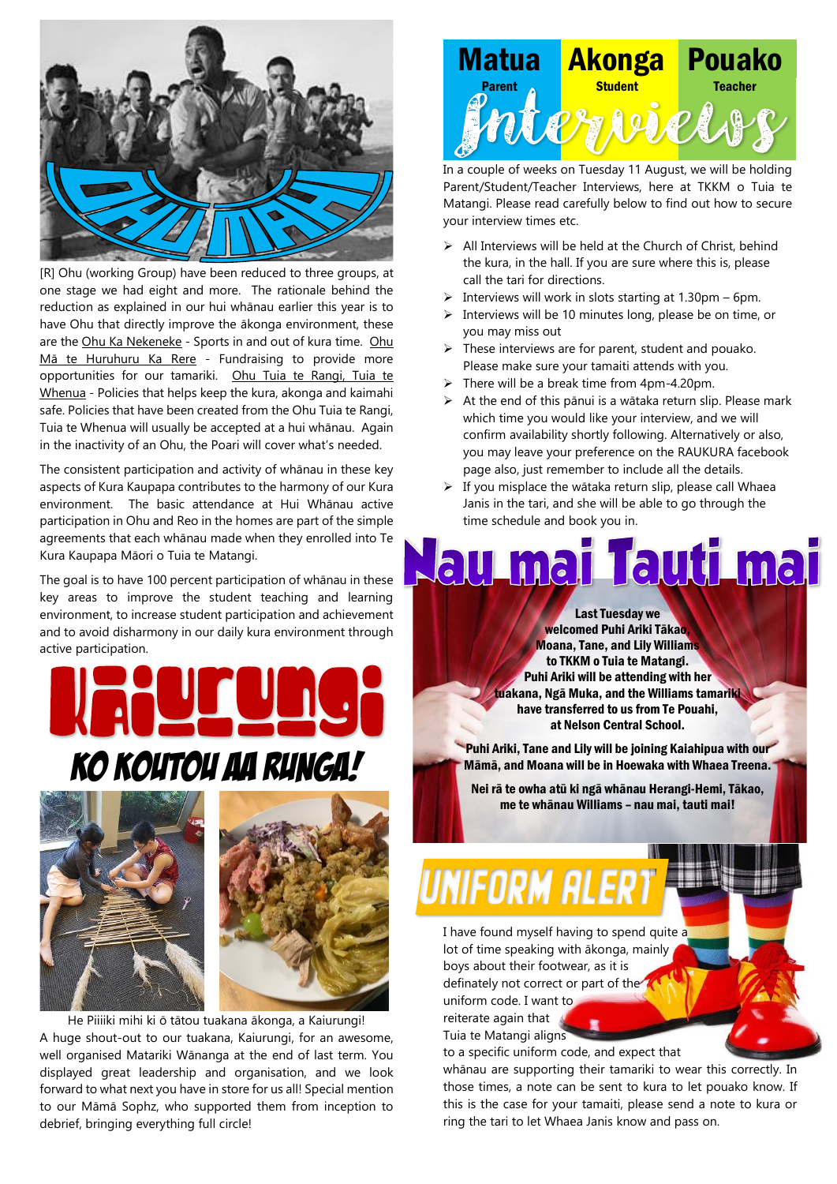# OHU MAHI

[R] Ohu (working Group) have been reduced to three groups, at one stage we had eight and more. The rationale behind the reduction as explained in our hui whānau earlier this year is to have Ohu that directly improve the ākonga environment, these are the Ohu Ka Nekeneke - Sports in and out of kura time. Ohu Mā te Huruhuru Ka Rere - Fundraising to provide more opportunities for our tamariki. Ohu Tuia te Rangi, Tuia te Whenua - Policies that helps keep the kura, akonga and kaimahi safe. Policies that have been created from the Ohu Tuia te Rangi, Tuia te Whenua will usually be accepted at a hui whānau. Again in the inactivity of an Ohu, the Poari will cover what's needed.

The consistent participation and activity of whānau in these key aspects of Kura Kaupapa contributes to the harmony of our Kura environment. The basic attendance at Hui Whānau active participation in Ohu and Reo in the homes are part of the simple agreements that each whānau made when they enrolled into Te Kura Kaupapa Māori o Tuia te Matangi.

The goal is to have 100 percent participation of whānau in these key areas to improve the student teaching and learning environment, to increase student participation and achievement and to avoid disharmony in our daily kura environment through active participation.

# KAIURUNGI

## KO KOUTOU AA RUNGA!

He Piiiiki mihi ki ō tātou tuakana ākonga, a Kaiurungi!

A huge shout-out to our tuakana, Kaiurungi, for an awesome, well organised Matariki Wānanga at the end of last term. You displayed great leadership and organisation, and we look forward to what next you have in store for us all! Special mention to our Māmā Sophz, who supported them from inception to debrief, bringing everything full circle!

# Matua Akonga Pouako Interviews

Parent · Student · Teacher

In a couple of weeks on Tuesday 11 August, we will be holding Parent/Student/Teacher Interviews, here at TKKM o Tuia te Matangi. Please read carefully below to find out how to secure your interview times etc.

- All Interviews will be held at the Church of Christ, behind the kura, in the hall. If you are sure where this is, please call the tari for directions.
- Interviews will work in slots starting at 1.30pm – 6pm.
- Interviews will be 10 minutes long, please be on time, or you may miss out
- These interviews are for parent, student and pouako. Please make sure your tamaiti attends with you.
- There will be a break time from 4pm-4.20pm.
- At the end of this pānui is a wātaka return slip. Please mark which time you would like your interview, and we will confirm availability shortly following. Alternatively or also, you may leave your preference on the RAUKURA facebook page also, just remember to include all the details.
- If you misplace the wātaka return slip, please call Whaea Janis in the tari, and she will be able to go through the time schedule and book you in.

# Nau mai Tauti mai

**Last Tuesday we welcomed Puhi Ariki Tākao, Moana, Tane, and Lily Williams to TKKM o Tuia te Matangi. Puhi Ariki will be attending with her tuakana, Ngā Muka, and the Williams tamariki have transferred to us from Te Pouahi, at Nelson Central School.**

**Puhi Ariki, Tane and Lily will be joining Kaiahipua with our Māmā, and Moana will be in Hoewaka with Whaea Treena.**

**Nei rā te owha atū ki ngā whānau Herangi-Hemi, Tākao, me te whānau Williams – nau mai, tauti mai!**

# UNIFORM ALERT

I have found myself having to spend quite a lot of time speaking with ākonga, mainly boys about their footwear, as it is definately not correct or part of the uniform code. I want to reiterate again that Tuia te Matangi aligns to a specific uniform code, and expect that whānau are supporting their tamariki to wear this correctly. In those times, a note can be sent to kura to let pouako know. If this is the case for your tamaiti, please send a note to kura or ring the tari to let Whaea Janis know and pass on.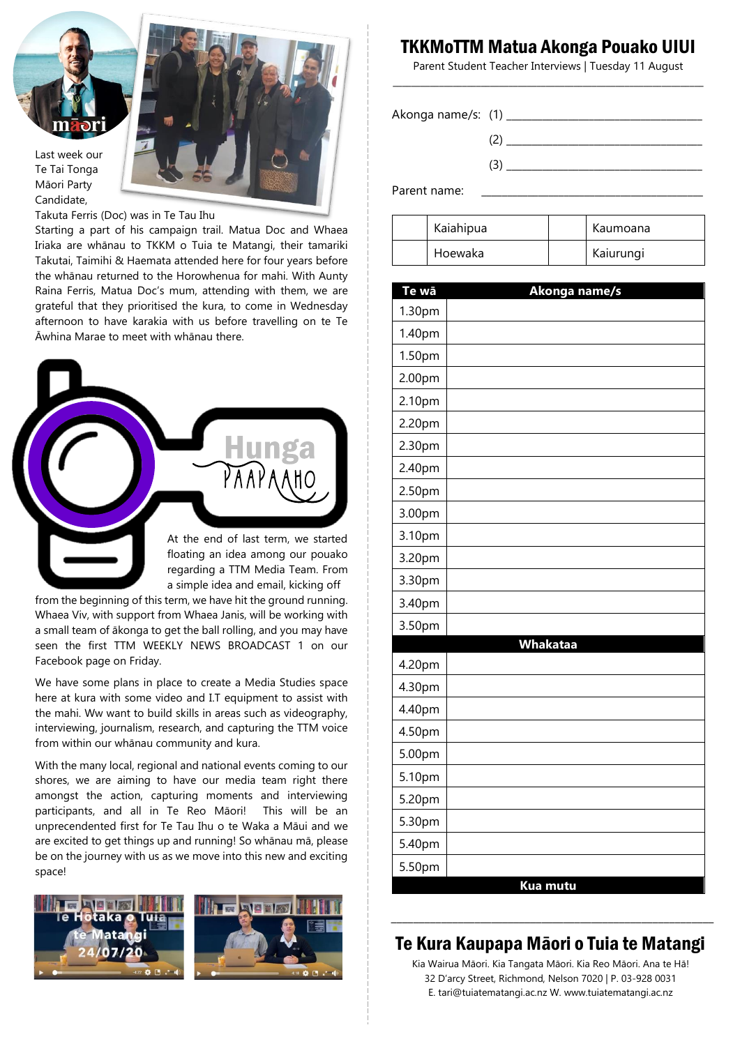Last week our Te Tai Tonga Māori Party Candidate, Takuta Ferris (Doc) was in Te Tau Ihu Starting a part of his campaign trail. Matua Doc and Whaea Iriaka are whānau to TKKM o Tuia te Matangi, their tamariki Takutai, Taimihi & Haemata attended here for four years before the whānau returned to the Horowhenua for mahi. With Aunty Raina Ferris, Matua Doc's mum, attending with them, we are grateful that they prioritised the kura, to come in Wednesday afternoon to have karakia with us before travelling on te Te Āwhina Marae to meet with whānau there.

## Hunga Paapaaho

At the end of last term, we started floating an idea among our pouako regarding a TTM Media Team. From a simple idea and email, kicking off from the beginning of this term, we have hit the ground running. Whaea Viv, with support from Whaea Janis, will be working with a small team of ākonga to get the ball rolling, and you may have seen the first TTM WEEKLY NEWS BROADCAST 1 on our Facebook page on Friday.

We have some plans in place to create a Media Studies space here at kura with some video and I.T equipment to assist with the mahi. Ww want to build skills in areas such as videography, interviewing, journalism, research, and capturing the TTM voice from within our whānau community and kura.

With the many local, regional and national events coming to our shores, we are aiming to have our media team right there amongst the action, capturing moments and interviewing participants, and all in Te Reo Māori! This will be an unprecendented first for Te Tau Ihu o te Waka a Māui and we are excited to get things up and running! So whānau mā, please be on the journey with us as we move into this new and exciting space!

Te Hotaka o Tuia te Matangi 24/07/20

# TKKMoTTM Matua Akonga Pouako UIUI

Parent Student Teacher Interviews | Tuesday 11 August

Akonga name/s: (1) ______________________

(2) ______________________

(3) ______________________

Parent name: ______________________

| | | | |
|---|---|---|---|
| | Kaiahipua | | Kaumoana |
| | Hoewaka | | Kaiurungi |

| Te wā | Akonga name/s |
|---|---|
| 1.30pm | |
| 1.40pm | |
| 1.50pm | |
| 2.00pm | |
| 2.10pm | |
| 2.20pm | |
| 2.30pm | |
| 2.40pm | |
| 2.50pm | |
| 3.00pm | |
| 3.10pm | |
| 3.20pm | |
| 3.30pm | |
| 3.40pm | |
| 3.50pm | |
| **Whakataa** | |
| 4.20pm | |
| 4.30pm | |
| 4.40pm | |
| 4.50pm | |
| 5.00pm | |
| 5.10pm | |
| 5.20pm | |
| 5.30pm | |
| 5.40pm | |
| 5.50pm | |
| **Kua mutu** | |

# Te Kura Kaupapa Māori o Tuia te Matangi

Kia Wairua Māori. Kia Tangata Māori. Kia Reo Māori. Ana te Hā!
32 D'arcy Street, Richmond, Nelson 7020 | P. 03-928 0031
E. tari@tuiatematangi.ac.nz W. www.tuiatematangi.ac.nz